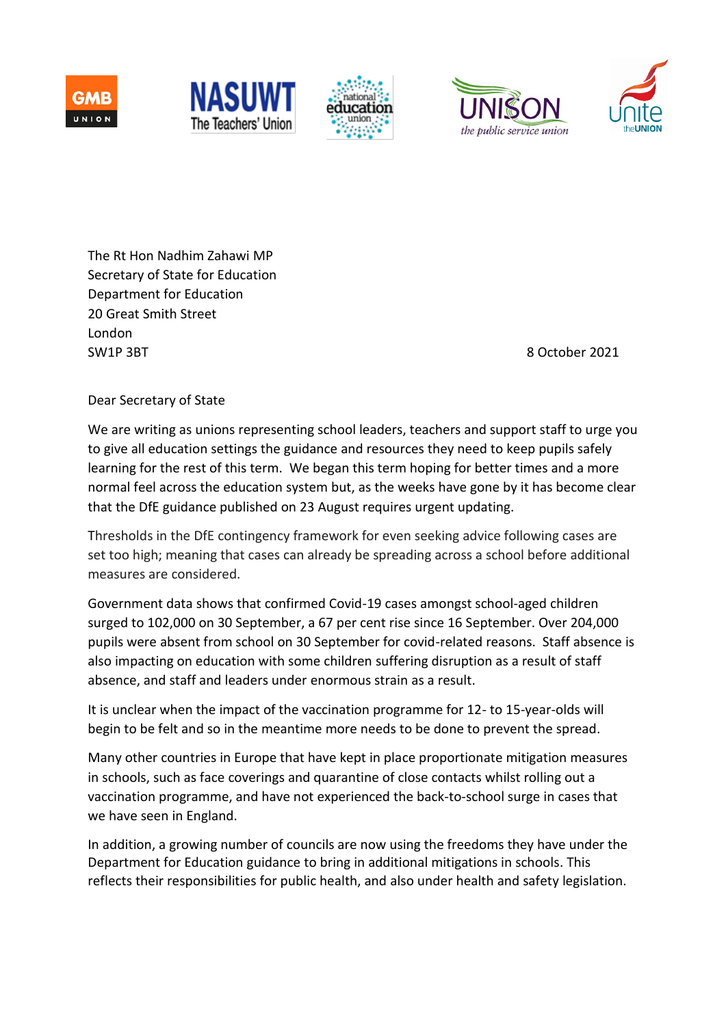The Rt Hon Nadhim Zahawi MP
Secretary of State for Education
Department for Education
20 Great Smith Street
London
SW1P 3BT

8 October 2021

Dear Secretary of State

We are writing as unions representing school leaders, teachers and support staff to urge you to give all education settings the guidance and resources they need to keep pupils safely learning for the rest of this term. We began this term hoping for better times and a more normal feel across the education system but, as the weeks have gone by it has become clear that the DfE guidance published on 23 August requires urgent updating.

Thresholds in the DfE contingency framework for even seeking advice following cases are set too high; meaning that cases can already be spreading across a school before additional measures are considered.

Government data shows that confirmed Covid-19 cases amongst school-aged children surged to 102,000 on 30 September, a 67 per cent rise since 16 September. Over 204,000 pupils were absent from school on 30 September for covid-related reasons. Staff absence is also impacting on education with some children suffering disruption as a result of staff absence, and staff and leaders under enormous strain as a result.

It is unclear when the impact of the vaccination programme for 12- to 15-year-olds will begin to be felt and so in the meantime more needs to be done to prevent the spread.

Many other countries in Europe that have kept in place proportionate mitigation measures in schools, such as face coverings and quarantine of close contacts whilst rolling out a vaccination programme, and have not experienced the back-to-school surge in cases that we have seen in England.

In addition, a growing number of councils are now using the freedoms they have under the Department for Education guidance to bring in additional mitigations in schools. This reflects their responsibilities for public health, and also under health and safety legislation.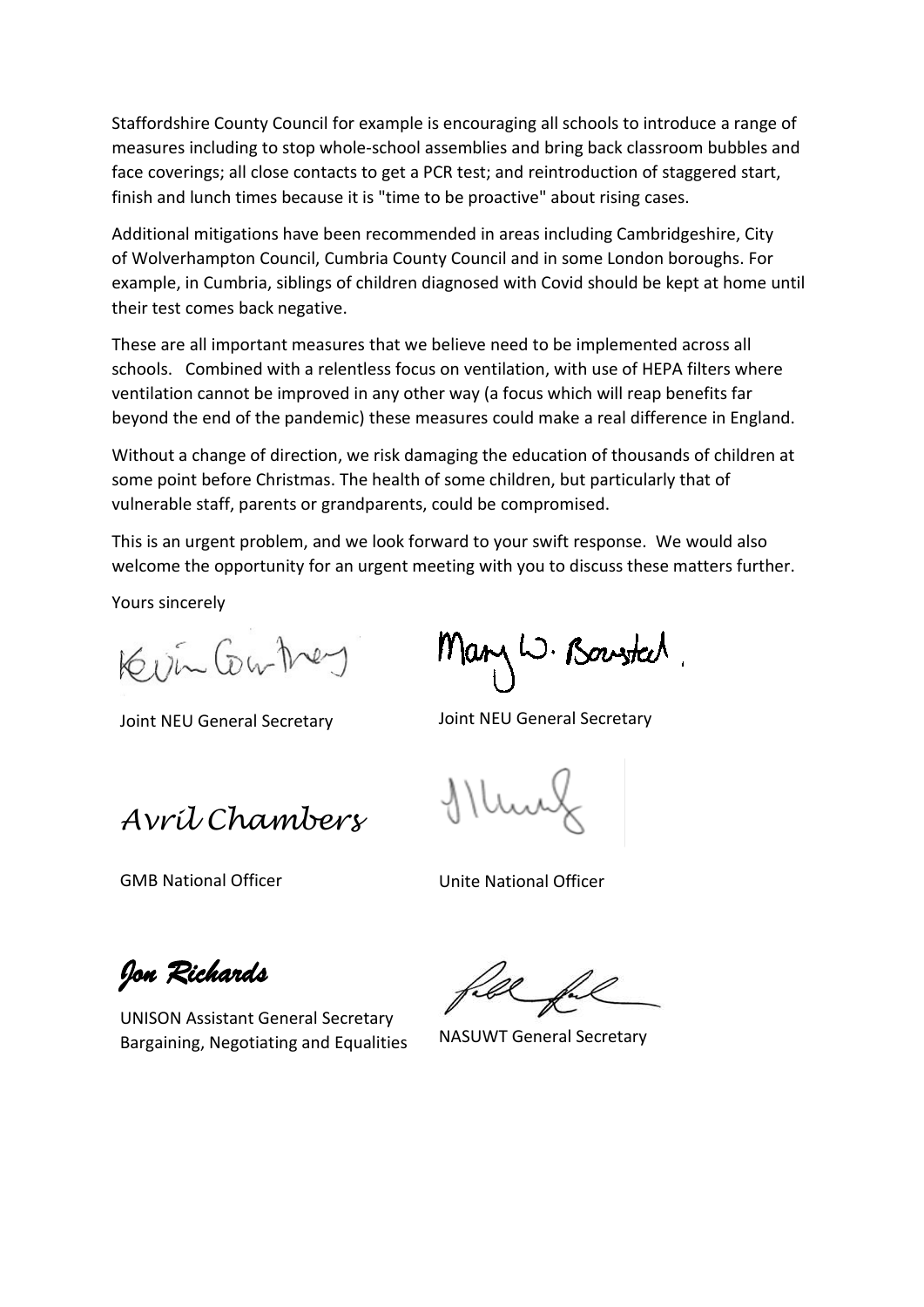Staffordshire County Council for example is encouraging all schools to introduce a range of measures including to stop whole-school assemblies and bring back classroom bubbles and face coverings; all close contacts to get a PCR test; and reintroduction of staggered start, finish and lunch times because it is "time to be proactive" about rising cases.

Additional mitigations have been recommended in areas including Cambridgeshire, City of Wolverhampton Council, Cumbria County Council and in some London boroughs. For example, in Cumbria, siblings of children diagnosed with Covid should be kept at home until their test comes back negative.

These are all important measures that we believe need to be implemented across all schools. Combined with a relentless focus on ventilation, with use of HEPA filters where ventilation cannot be improved in any other way (a focus which will reap benefits far beyond the end of the pandemic) these measures could make a real difference in England.

Without a change of direction, we risk damaging the education of thousands of children at some point before Christmas. The health of some children, but particularly that of vulnerable staff, parents or grandparents, could be compromised.

This is an urgent problem, and we look forward to your swift response. We would also welcome the opportunity for an urgent meeting with you to discuss these matters further.

Yours sincerely

Kevin Courtney

Joint NEU General Secretary

Mary W. Bousted

Joint NEU General Secretary

*Avril Chambers*

GMB National Officer

Unite National Officer

*Jon Richards*

UNISON Assistant General Secretary
Bargaining, Negotiating and Equalities

NASUWT General Secretary